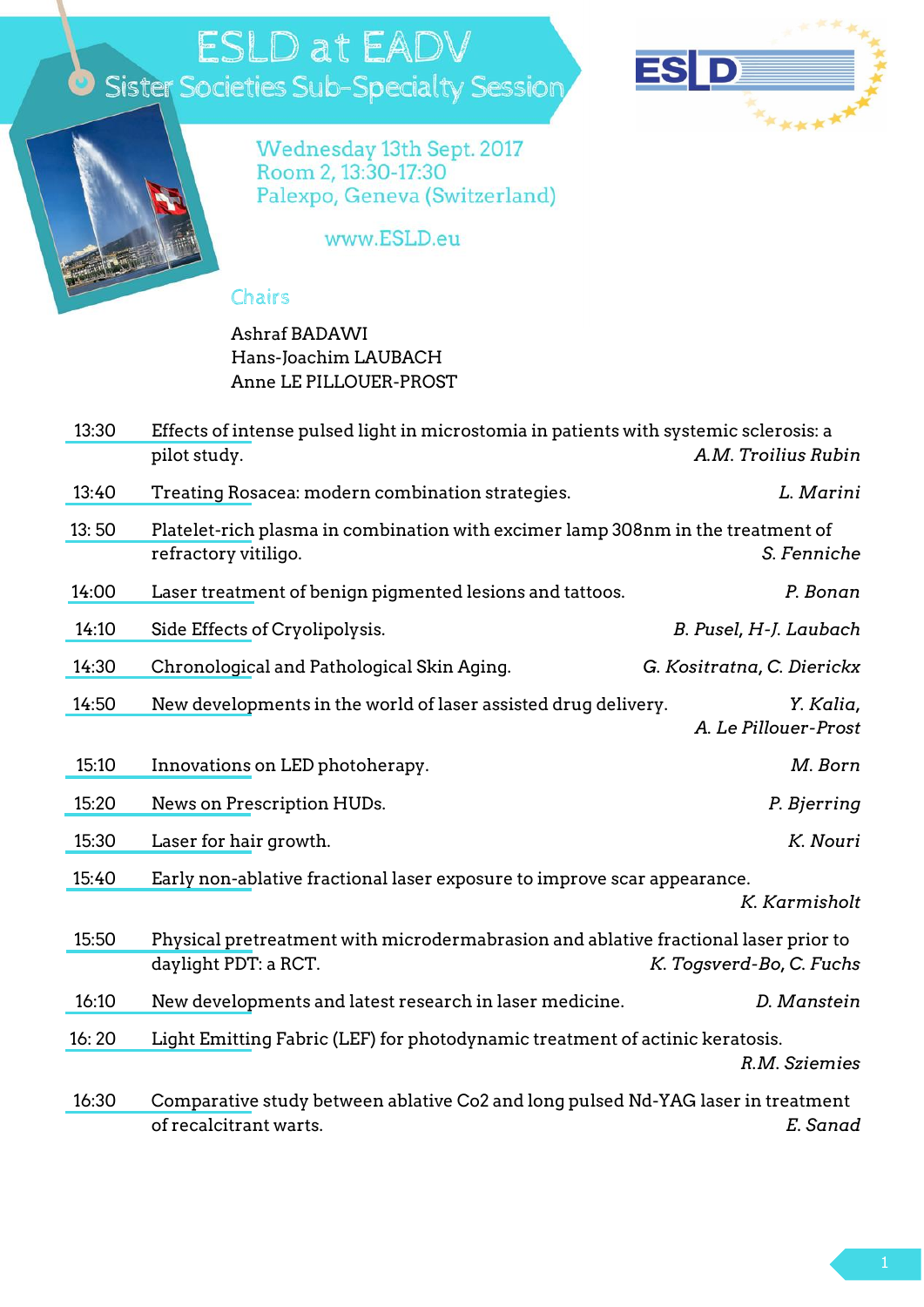# ESLD at EADV

## Sister Societies Sub-Specialty Session

Wednesday 13th Sept. 2017
Room 2, 13:30-17:30
Palexpo, Geneva (Switzerland)

www.ESLD.eu

### Chairs

Ashraf BADAWI
Hans-Joachim LAUBACH
Anne LE PILLOUER-PROST

| Time | Title | Speaker(s) |
|---|---|---|
| 13:30 | Effects of intense pulsed light in microstomia in patients with systemic sclerosis: a pilot study. | *A.M. Troilius Rubin* |
| 13:40 | Treating Rosacea: modern combination strategies. | *L. Marini* |
| 13: 50 | Platelet-rich plasma in combination with excimer lamp 308nm in the treatment of refractory vitiligo. | *S. Fenniche* |
| 14:00 | Laser treatment of benign pigmented lesions and tattoos. | *P. Bonan* |
| 14:10 | Side Effects of Cryolipolysis. | *B. Pusel, H-J. Laubach* |
| 14:30 | Chronological and Pathological Skin Aging. | *G. Kositratna, C. Dierickx* |
| 14:50 | New developments in the world of laser assisted drug delivery. | *Y. Kalia, A. Le Pillouer-Prost* |
| 15:10 | Innovations on LED photoherapy. | *M. Born* |
| 15:20 | News on Prescription HUDs. | *P. Bjerring* |
| 15:30 | Laser for hair growth. | *K. Nouri* |
| 15:40 | Early non-ablative fractional laser exposure to improve scar appearance. | *K. Karmisholt* |
| 15:50 | Physical pretreatment with microdermabrasion and ablative fractional laser prior to daylight PDT: a RCT. | *K. Togsverd-Bo, C. Fuchs* |
| 16:10 | New developments and latest research in laser medicine. | *D. Manstein* |
| 16: 20 | Light Emitting Fabric (LEF) for photodynamic treatment of actinic keratosis. | *R.M. Sziemies* |
| 16:30 | Comparative study between ablative Co2 and long pulsed Nd-YAG laser in treatment of recalcitrant warts. | *E. Sanad* |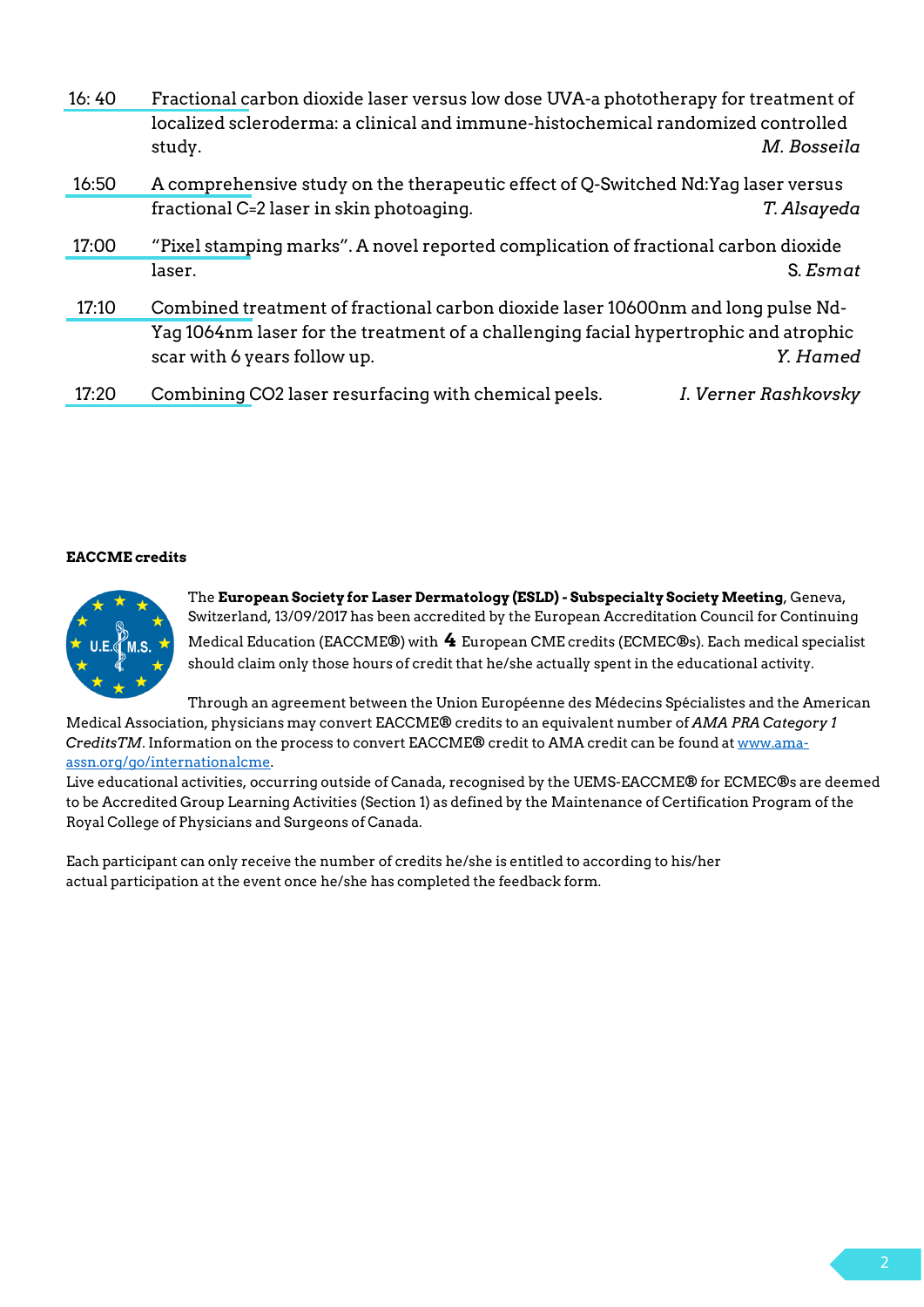16: 40 Fractional carbon dioxide laser versus low dose UVA-a phototherapy for treatment of localized scleroderma: a clinical and immune-histochemical randomized controlled study. *M. Bosseila*

16:50 A comprehensive study on the therapeutic effect of Q-Switched Nd:Yag laser versus fractional C=2 laser in skin photoaging. *T. Alsayeda*

17:00 "Pixel stamping marks". A novel reported complication of fractional carbon dioxide laser. *S. Esmat*

17:10 Combined treatment of fractional carbon dioxide laser 10600nm and long pulse Nd-Yag 1064nm laser for the treatment of a challenging facial hypertrophic and atrophic scar with 6 years follow up. *Y. Hamed*

17:20 Combining CO2 laser resurfacing with chemical peels. *I. Verner Rashkovsky*

**EACCME credits**

The **European Society for Laser Dermatology (ESLD) - Subspecialty Society Meeting**, Geneva, Switzerland, 13/09/2017 has been accredited by the European Accreditation Council for Continuing Medical Education (EACCME®) with **4** European CME credits (ECMEC®s). Each medical specialist should claim only those hours of credit that he/she actually spent in the educational activity.

Through an agreement between the Union Européenne des Médecins Spécialistes and the American Medical Association, physicians may convert EACCME® credits to an equivalent number of *AMA PRA Category 1 CreditsTM*. Information on the process to convert EACCME® credit to AMA credit can be found at www.ama-assn.org/go/internationalcme.
Live educational activities, occurring outside of Canada, recognised by the UEMS-EACCME® for ECMEC®s are deemed to be Accredited Group Learning Activities (Section 1) as defined by the Maintenance of Certification Program of the Royal College of Physicians and Surgeons of Canada.

Each participant can only receive the number of credits he/she is entitled to according to his/her actual participation at the event once he/she has completed the feedback form.